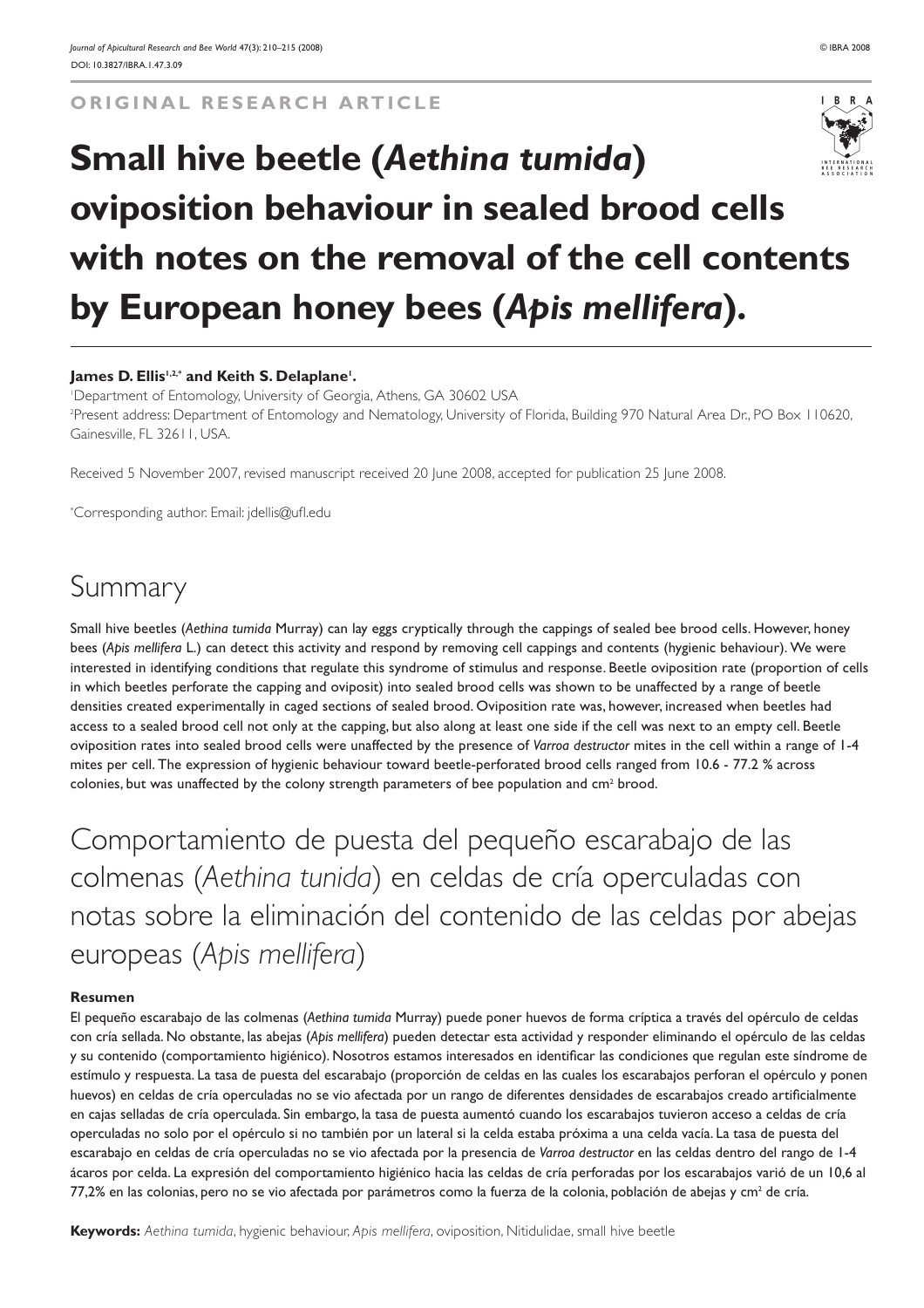**ORIGINAL RESEARCH ARTICLE**

# Small hive beetle (*Aethina tumida*) oviposition behaviour in sealed brood cells with notes on the removal of the cell contents by European honey bees (*Apis mellifera*).

**James D. Ellis[1,2,*] and Keith S. Delaplane[1].**

[1]Department of Entomology, University of Georgia, Athens, GA 30602 USA

[2]Present address: Department of Entomology and Nematology, University of Florida, Building 970 Natural Area Dr., PO Box 110620, Gainesville, FL 32611, USA.

Received 5 November 2007, revised manuscript received 20 June 2008, accepted for publication 25 June 2008.

*Corresponding author: Email: jdellis@ufl.edu

## Summary

Small hive beetles (*Aethina tumida* Murray) can lay eggs cryptically through the cappings of sealed bee brood cells. However, honey bees (*Apis mellifera* L.) can detect this activity and respond by removing cell cappings and contents (hygienic behaviour). We were interested in identifying conditions that regulate this syndrome of stimulus and response. Beetle oviposition rate (proportion of cells in which beetles perforate the capping and oviposit) into sealed brood cells was shown to be unaffected by a range of beetle densities created experimentally in caged sections of sealed brood. Oviposition rate was, however, increased when beetles had access to a sealed brood cell not only at the capping, but also along at least one side if the cell was next to an empty cell. Beetle oviposition rates into sealed brood cells were unaffected by the presence of *Varroa destructor* mites in the cell within a range of 1-4 mites per cell. The expression of hygienic behaviour toward beetle-perforated brood cells ranged from 10.6 - 77.2 % across colonies, but was unaffected by the colony strength parameters of bee population and $cm^2$ brood.

## Comportamiento de puesta del pequeño escarabajo de las colmenas (*Aethina tunida*) en celdas de cría operculadas con notas sobre la eliminación del contenido de las celdas por abejas europeas (*Apis mellifera*)

**Resumen**

El pequeño escarabajo de las colmenas (*Aethina tumida* Murray) puede poner huevos de forma críptica a través del opérculo de celdas con cría sellada. No obstante, las abejas (*Apis mellifera*) pueden detectar esta actividad y responder eliminando el opérculo de las celdas y su contenido (comportamiento higiénico). Nosotros estamos interesados en identificar las condiciones que regulan este síndrome de estímulo y respuesta. La tasa de puesta del escarabajo (proporción de celdas en las cuales los escarabajos perforan el opérculo y ponen huevos) en celdas de cría operculadas no se vio afectada por un rango de diferentes densidades de escarabajos creado artificialmente en cajas selladas de cría operculada. Sin embargo, la tasa de puesta aumentó cuando los escarabajos tuvieron acceso a celdas de cría operculadas no solo por el opérculo si no también por un lateral si la celda estaba próxima a una celda vacía. La tasa de puesta del escarabajo en celdas de cría operculadas no se vio afectada por la presencia de *Varroa destructor* en las celdas dentro del rango de 1-4 ácaros por celda. La expresión del comportamiento higiénico hacia las celdas de cría perforadas por los escarabajos varió de un 10,6 al 77,2% en las colonias, pero no se vio afectada por parámetros como la fuerza de la colonia, población de abejas y $cm^2$ de cría.

**Keywords:** *Aethina tumida*, hygienic behaviour, *Apis mellifera*, oviposition, Nitidulidae, small hive beetle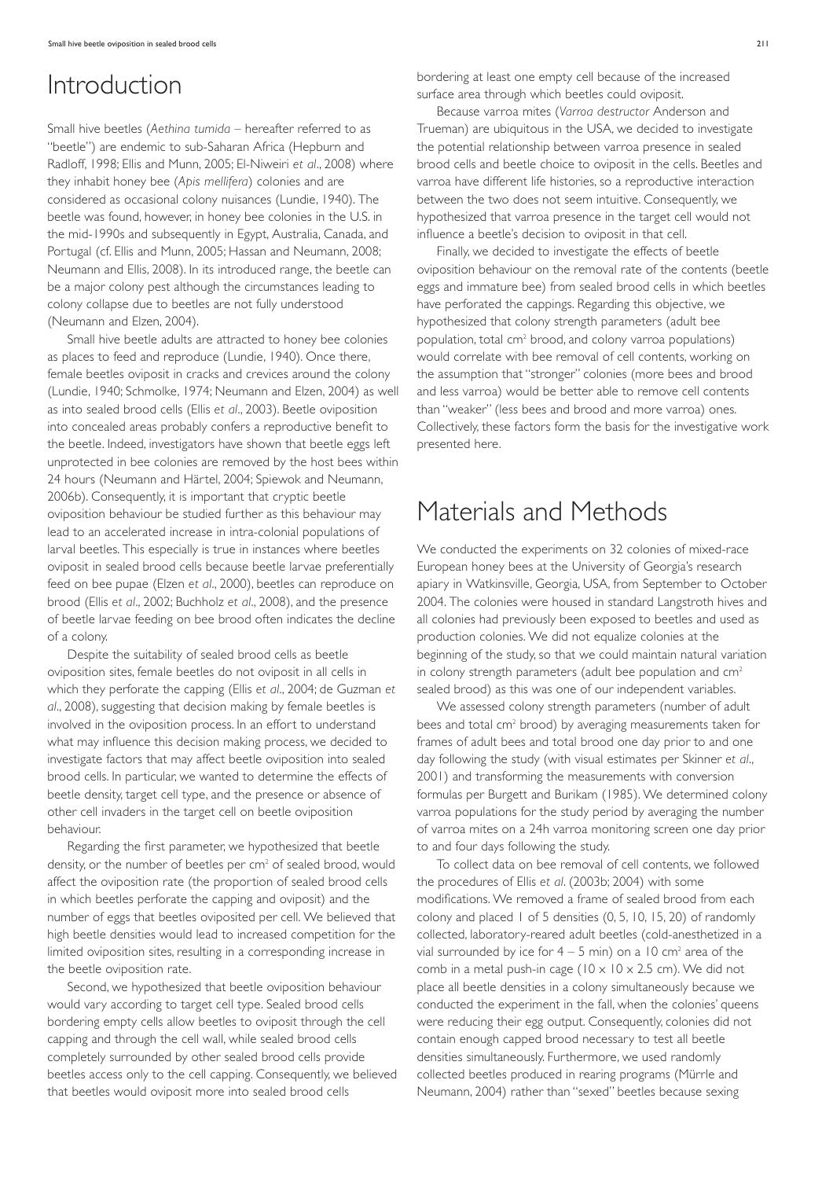## Introduction

Small hive beetles (*Aethina tumida* – hereafter referred to as "beetle") are endemic to sub-Saharan Africa (Hepburn and Radloff, 1998; Ellis and Munn, 2005; El-Niweiri *et al*., 2008) where they inhabit honey bee (*Apis mellifera*) colonies and are considered as occasional colony nuisances (Lundie, 1940). The beetle was found, however, in honey bee colonies in the U.S. in the mid-1990s and subsequently in Egypt, Australia, Canada, and Portugal (cf. Ellis and Munn, 2005; Hassan and Neumann, 2008; Neumann and Ellis, 2008). In its introduced range, the beetle can be a major colony pest although the circumstances leading to colony collapse due to beetles are not fully understood (Neumann and Elzen, 2004).

Small hive beetle adults are attracted to honey bee colonies as places to feed and reproduce (Lundie, 1940). Once there, female beetles oviposit in cracks and crevices around the colony (Lundie, 1940; Schmolke, 1974; Neumann and Elzen, 2004) as well as into sealed brood cells (Ellis *et al*., 2003). Beetle oviposition into concealed areas probably confers a reproductive benefit to the beetle. Indeed, investigators have shown that beetle eggs left unprotected in bee colonies are removed by the host bees within 24 hours (Neumann and Härtel, 2004; Spiewok and Neumann, 2006b). Consequently, it is important that cryptic beetle oviposition behaviour be studied further as this behaviour may lead to an accelerated increase in intra-colonial populations of larval beetles. This especially is true in instances where beetles oviposit in sealed brood cells because beetle larvae preferentially feed on bee pupae (Elzen *et al*., 2000), beetles can reproduce on brood (Ellis *et al*., 2002; Buchholz *et al*., 2008), and the presence of beetle larvae feeding on bee brood often indicates the decline of a colony.

Despite the suitability of sealed brood cells as beetle oviposition sites, female beetles do not oviposit in all cells in which they perforate the capping (Ellis *et al*., 2004; de Guzman *et al*., 2008), suggesting that decision making by female beetles is involved in the oviposition process. In an effort to understand what may influence this decision making process, we decided to investigate factors that may affect beetle oviposition into sealed brood cells. In particular, we wanted to determine the effects of beetle density, target cell type, and the presence or absence of other cell invaders in the target cell on beetle oviposition behaviour.

Regarding the first parameter, we hypothesized that beetle density, or the number of beetles per cm$^2$ of sealed brood, would affect the oviposition rate (the proportion of sealed brood cells in which beetles perforate the capping and oviposit) and the number of eggs that beetles oviposited per cell. We believed that high beetle densities would lead to increased competition for the limited oviposition sites, resulting in a corresponding increase in the beetle oviposition rate.

Second, we hypothesized that beetle oviposition behaviour would vary according to target cell type. Sealed brood cells bordering empty cells allow beetles to oviposit through the cell capping and through the cell wall, while sealed brood cells completely surrounded by other sealed brood cells provide beetles access only to the cell capping. Consequently, we believed that beetles would oviposit more into sealed brood cells bordering at least one empty cell because of the increased surface area through which beetles could oviposit.

Because varroa mites (*Varroa destructor* Anderson and Trueman) are ubiquitous in the USA, we decided to investigate the potential relationship between varroa presence in sealed brood cells and beetle choice to oviposit in the cells. Beetles and varroa have different life histories, so a reproductive interaction between the two does not seem intuitive. Consequently, we hypothesized that varroa presence in the target cell would not influence a beetle's decision to oviposit in that cell.

Finally, we decided to investigate the effects of beetle oviposition behaviour on the removal rate of the contents (beetle eggs and immature bee) from sealed brood cells in which beetles have perforated the cappings. Regarding this objective, we hypothesized that colony strength parameters (adult bee population, total cm$^2$ brood, and colony varroa populations) would correlate with bee removal of cell contents, working on the assumption that "stronger" colonies (more bees and brood and less varroa) would be better able to remove cell contents than "weaker" (less bees and brood and more varroa) ones. Collectively, these factors form the basis for the investigative work presented here.

## Materials and Methods

We conducted the experiments on 32 colonies of mixed-race European honey bees at the University of Georgia's research apiary in Watkinsville, Georgia, USA, from September to October 2004. The colonies were housed in standard Langstroth hives and all colonies had previously been exposed to beetles and used as production colonies. We did not equalize colonies at the beginning of the study, so that we could maintain natural variation in colony strength parameters (adult bee population and cm$^2$ sealed brood) as this was one of our independent variables.

We assessed colony strength parameters (number of adult bees and total cm$^2$ brood) by averaging measurements taken for frames of adult bees and total brood one day prior to and one day following the study (with visual estimates per Skinner *et al*., 2001) and transforming the measurements with conversion formulas per Burgett and Burikam (1985). We determined colony varroa populations for the study period by averaging the number of varroa mites on a 24h varroa monitoring screen one day prior to and four days following the study.

To collect data on bee removal of cell contents, we followed the procedures of Ellis *et al*. (2003b; 2004) with some modifications. We removed a frame of sealed brood from each colony and placed 1 of 5 densities (0, 5, 10, 15, 20) of randomly collected, laboratory-reared adult beetles (cold-anesthetized in a vial surrounded by ice for 4 – 5 min) on a 10 cm$^2$ area of the comb in a metal push-in cage (10 × 10 × 2.5 cm). We did not place all beetle densities in a colony simultaneously because we conducted the experiment in the fall, when the colonies' queens were reducing their egg output. Consequently, colonies did not contain enough capped brood necessary to test all beetle densities simultaneously. Furthermore, we used randomly collected beetles produced in rearing programs (Mürrle and Neumann, 2004) rather than "sexed" beetles because sexing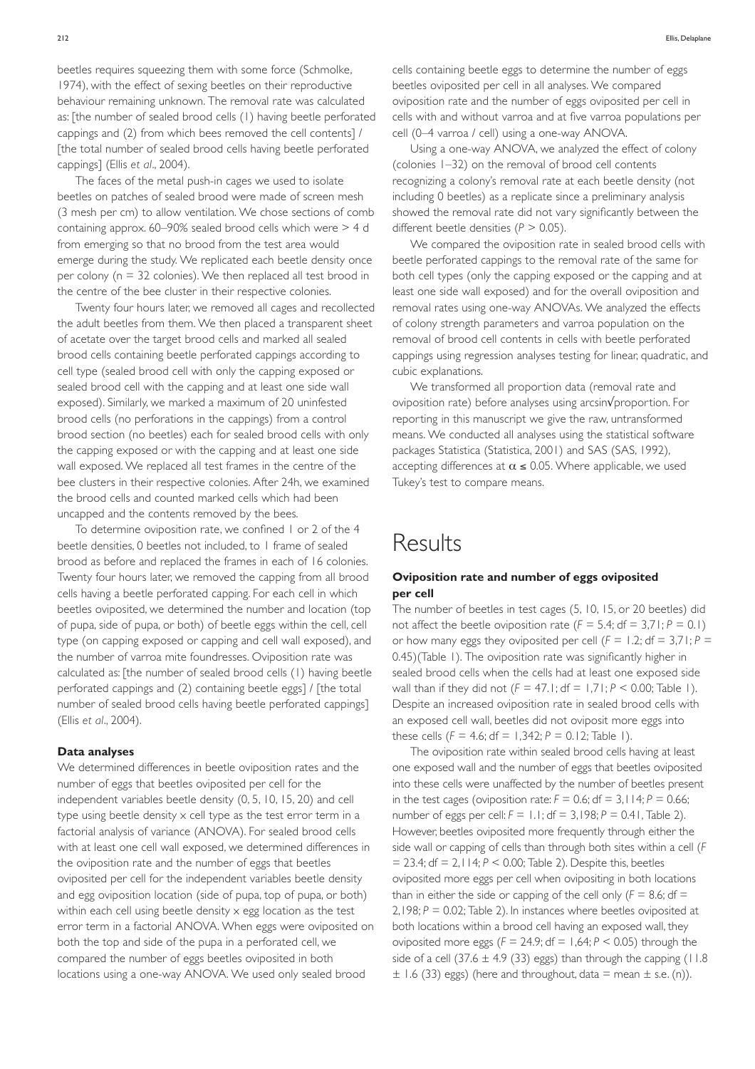beetles requires squeezing them with some force (Schmolke, 1974), with the effect of sexing beetles on their reproductive behaviour remaining unknown. The removal rate was calculated as: [the number of sealed brood cells (1) having beetle perforated cappings and (2) from which bees removed the cell contents] / [the total number of sealed brood cells having beetle perforated cappings] (Ellis *et al*., 2004).

The faces of the metal push-in cages we used to isolate beetles on patches of sealed brood were made of screen mesh (3 mesh per cm) to allow ventilation. We chose sections of comb containing approx. 60–90% sealed brood cells which were > 4 d from emerging so that no brood from the test area would emerge during the study. We replicated each beetle density once per colony (n = 32 colonies). We then replaced all test brood in the centre of the bee cluster in their respective colonies.

Twenty four hours later, we removed all cages and recollected the adult beetles from them. We then placed a transparent sheet of acetate over the target brood cells and marked all sealed brood cells containing beetle perforated cappings according to cell type (sealed brood cell with only the capping exposed or sealed brood cell with the capping and at least one side wall exposed). Similarly, we marked a maximum of 20 uninfested brood cells (no perforations in the cappings) from a control brood section (no beetles) each for sealed brood cells with only the capping exposed or with the capping and at least one side wall exposed. We replaced all test frames in the centre of the bee clusters in their respective colonies. After 24h, we examined the brood cells and counted marked cells which had been uncapped and the contents removed by the bees.

To determine oviposition rate, we confined 1 or 2 of the 4 beetle densities, 0 beetles not included, to 1 frame of sealed brood as before and replaced the frames in each of 16 colonies. Twenty four hours later, we removed the capping from all brood cells having a beetle perforated capping. For each cell in which beetles oviposited, we determined the number and location (top of pupa, side of pupa, or both) of beetle eggs within the cell, cell type (on capping exposed or capping and cell wall exposed), and the number of varroa mite foundresses. Oviposition rate was calculated as: [the number of sealed brood cells (1) having beetle perforated cappings and (2) containing beetle eggs] / [the total number of sealed brood cells having beetle perforated cappings] (Ellis *et al*., 2004).

#### Data analyses

We determined differences in beetle oviposition rates and the number of eggs that beetles oviposited per cell for the independent variables beetle density (0, 5, 10, 15, 20) and cell type using beetle density x cell type as the test error term in a factorial analysis of variance (ANOVA). For sealed brood cells with at least one cell wall exposed, we determined differences in the oviposition rate and the number of eggs that beetles oviposited per cell for the independent variables beetle density and egg oviposition location (side of pupa, top of pupa, or both) within each cell using beetle density x egg location as the test error term in a factorial ANOVA. When eggs were oviposited on both the top and side of the pupa in a perforated cell, we compared the number of eggs beetles oviposited in both locations using a one-way ANOVA. We used only sealed brood cells containing beetle eggs to determine the number of eggs beetles oviposited per cell in all analyses. We compared oviposition rate and the number of eggs oviposited per cell in cells with and without varroa and at five varroa populations per cell (0–4 varroa / cell) using a one-way ANOVA.

Using a one-way ANOVA, we analyzed the effect of colony (colonies 1–32) on the removal of brood cell contents recognizing a colony's removal rate at each beetle density (not including 0 beetles) as a replicate since a preliminary analysis showed the removal rate did not vary significantly between the different beetle densities ($P > 0.05$).

We compared the oviposition rate in sealed brood cells with beetle perforated cappings to the removal rate of the same for both cell types (only the capping exposed or the capping and at least one side wall exposed) and for the overall oviposition and removal rates using one-way ANOVAs. We analyzed the effects of colony strength parameters and varroa population on the removal of brood cell contents in cells with beetle perforated cappings using regression analyses testing for linear, quadratic, and cubic explanations.

We transformed all proportion data (removal rate and oviposition rate) before analyses using arcsin$\sqrt{\text{proportion}}$. For reporting in this manuscript we give the raw, untransformed means. We conducted all analyses using the statistical software packages Statistica (Statistica, 2001) and SAS (SAS, 1992), accepting differences at $\alpha \leq 0.05$. Where applicable, we used Tukey's test to compare means.

# Results

### Oviposition rate and number of eggs oviposited per cell

The number of beetles in test cages (5, 10, 15, or 20 beetles) did not affect the beetle oviposition rate ($F = 5.4$; df = 3,71; $P = 0.1$) or how many eggs they oviposited per cell ($F = 1.2$; df = 3,71; $P = 0.45$)(Table 1). The oviposition rate was significantly higher in sealed brood cells when the cells had at least one exposed side wall than if they did not ($F = 47.1$; df = 1,71; $P < 0.00$; Table 1). Despite an increased oviposition rate in sealed brood cells with an exposed cell wall, beetles did not oviposit more eggs into these cells ($F = 4.6$; df = 1,342; $P = 0.12$; Table 1).

The oviposition rate within sealed brood cells having at least one exposed wall and the number of eggs that beetles oviposited into these cells were unaffected by the number of beetles present in the test cages (oviposition rate: $F = 0.6$; df = 3,114; $P = 0.66$; number of eggs per cell: $F = 1.1$; df = 3,198; $P = 0.41$, Table 2). However, beetles oviposited more frequently through either the side wall or capping of cells than through both sites within a cell ($F = 23.4$; df = 2,114; $P < 0.00$; Table 2). Despite this, beetles oviposited more eggs per cell when ovipositing in both locations than in either the side or capping of the cell only ($F = 8.6$; df = 2,198; $P = 0.02$; Table 2). In instances where beetles oviposited at both locations within a brood cell having an exposed wall, they oviposited more eggs ($F = 24.9$; df = 1,64; $P < 0.05$) through the side of a cell (37.6 ± 4.9 (33) eggs) than through the capping (11.8 ± 1.6 (33) eggs) (here and throughout, data = mean ± s.e. (n)).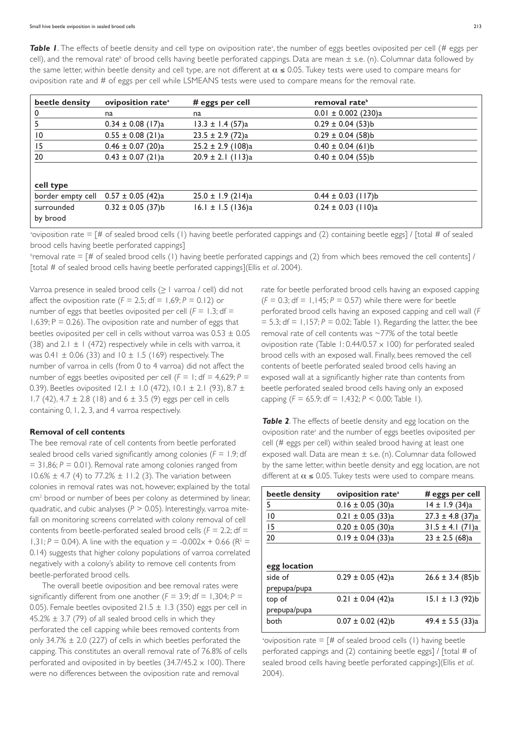**Table 1**. The effects of beetle density and cell type on oviposition rate[a], the number of eggs beetles oviposited per cell (# eggs per cell), and the removal rate[b] of brood cells having beetle perforated cappings. Data are mean ± s.e. (n). Columnar data followed by the same letter, within beetle density and cell type, are not different at $\alpha \leq 0.05$. Tukey tests were used to compare means for oviposition rate and # of eggs per cell while LSMEANS tests were used to compare means for the removal rate.

| beetle density | oviposition rate[a] | # eggs per cell | removal rate[b] |
|---|---|---|---|
| 0 | na | na | 0.01 ± 0.002 (230)a |
| 5 | 0.34 ± 0.08 (17)a | 13.3 ± 1.4 (57)a | 0.29 ± 0.04 (53)b |
| 10 | 0.55 ± 0.08 (21)a | 23.5 ± 2.9 (72)a | 0.29 ± 0.04 (58)b |
| 15 | 0.46 ± 0.07 (20)a | 25.2 ± 2.9 (108)a | 0.40 ± 0.04 (61)b |
| 20 | 0.43 ± 0.07 (21)a | 20.9 ± 2.1 (113)a | 0.40 ± 0.04 (55)b |
| **cell type** | | | |
| border empty cell | 0.57 ± 0.05 (42)a | 25.0 ± 1.9 (214)a | 0.44 ± 0.03 (117)b |
| surrounded by brood | 0.32 ± 0.05 (37)b | 16.1 ± 1.5 (136)a | 0.24 ± 0.03 (110)a |

[a]oviposition rate = [# of sealed brood cells (1) having beetle perforated cappings and (2) containing beetle eggs] / [total # of sealed brood cells having beetle perforated cappings]

[b]removal rate = [# of sealed brood cells (1) having beetle perforated cappings and (2) from which bees removed the cell contents] / [total # of sealed brood cells having beetle perforated cappings](Ellis *et al*. 2004).

Varroa presence in sealed brood cells (≥ 1 varroa / cell) did not affect the oviposition rate ($F = 2.5$; df = 1,69; $P = 0.12$) or number of eggs that beetles oviposited per cell ($F = 1.3$; df = 1,639; $P = 0.26$). The oviposition rate and number of eggs that beetles oviposited per cell in cells without varroa was 0.53 ± 0.05 (38) and 2.1 ± 1 (472) respectively while in cells with varroa, it was 0.41 ± 0.06 (33) and 10 ± 1.5 (169) respectively. The number of varroa in cells (from 0 to 4 varroa) did not affect the number of eggs beetles oviposited per cell ($F = 1$; df = 4,629; $P = 0.39$). Beetles oviposited 12.1 ± 1.0 (472), 10.1 ± 2.1 (93), 8.7 ± 1.7 (42), 4.7 ± 2.8 (18) and 6 ± 3.5 (9) eggs per cell in cells containing 0, 1, 2, 3, and 4 varroa respectively.

### Removal of cell contents

The bee removal rate of cell contents from beetle perforated sealed brood cells varied significantly among colonies ($F = 1.9$; df = 31,86; $P = 0.01$). Removal rate among colonies ranged from 10.6% ± 4.7 (4) to 77.2% ± 11.2 (3). The variation between colonies in removal rates was not, however, explained by the total $cm^2$ brood or number of bees per colony as determined by linear, quadratic, and cubic analyses ($P > 0.05$). Interestingly, varroa mite-fall on monitoring screens correlated with colony removal of cell contents from beetle-perforated sealed brood cells ($F = 2.2$; df = 1,31; $P = 0.04$). A line with the equation $y = -0.002x + 0.66$ ($R^2 = 0.14$) suggests that higher colony populations of varroa correlated negatively with a colony's ability to remove cell contents from beetle-perforated brood cells.

The overall beetle oviposition and bee removal rates were significantly different from one another ($F = 3.9$; df = 1,304; $P = 0.05$). Female beetles oviposited 21.5 ± 1.3 (350) eggs per cell in 45.2% ± 3.7 (79) of all sealed brood cells in which they perforated the cell capping while bees removed contents from only 34.7% ± 2.0 (227) of cells in which beetles perforated the capping. This constitutes an overall removal rate of 76.8% of cells perforated and oviposited in by beetles (34.7/45.2 × 100). There were no differences between the oviposition rate and removal rate for beetle perforated brood cells having an exposed capping ($F = 0.3$; df = 1,145; $P = 0.57$) while there were for beetle perforated brood cells having an exposed capping and cell wall ($F = 5.3$; df = 1,157; $P = 0.02$; Table 1). Regarding the latter, the bee removal rate of cell contents was ~77% of the total beetle oviposition rate (Table 1: 0.44/0.57 × 100) for perforated sealed brood cells with an exposed wall. Finally, bees removed the cell contents of beetle perforated sealed brood cells having an exposed wall at a significantly higher rate than contents from beetle perforated sealed brood cells having only an exposed capping ($F = 65.9$; df = 1,432; $P < 0.00$; Table 1).

**Table 2**. The effects of beetle density and egg location on the oviposition rate[a] and the number of eggs beetles oviposited per cell (# eggs per cell) within sealed brood having at least one exposed wall. Data are mean ± s.e. (n). Columnar data followed by the same letter, within beetle density and egg location, are not different at $\alpha \leq 0.05$. Tukey tests were used to compare means.

| beetle density | oviposition rate[a] | # eggs per cell |
|---|---|---|
| 5 | 0.16 ± 0.05 (30)a | 14 ± 1.9 (34)a |
| 10 | 0.21 ± 0.05 (33)a | 27.3 ± 4.8 (37)a |
| 15 | 0.20 ± 0.05 (30)a | 31.5 ± 4.1 (71)a |
| 20 | 0.19 ± 0.04 (33)a | 23 ± 2.5 (68)a |
| **egg location** | | |
| side of prepupa/pupa | 0.29 ± 0.05 (42)a | 26.6 ± 3.4 (85)b |
| top of prepupa/pupa | 0.21 ± 0.04 (42)a | 15.1 ± 1.3 (92)b |
| both | 0.07 ± 0.02 (42)b | 49.4 ± 5.5 (33)a |

[a]oviposition rate = [# of sealed brood cells (1) having beetle perforated cappings and (2) containing beetle eggs] / [total # of sealed brood cells having beetle perforated cappings](Ellis *et al*. 2004).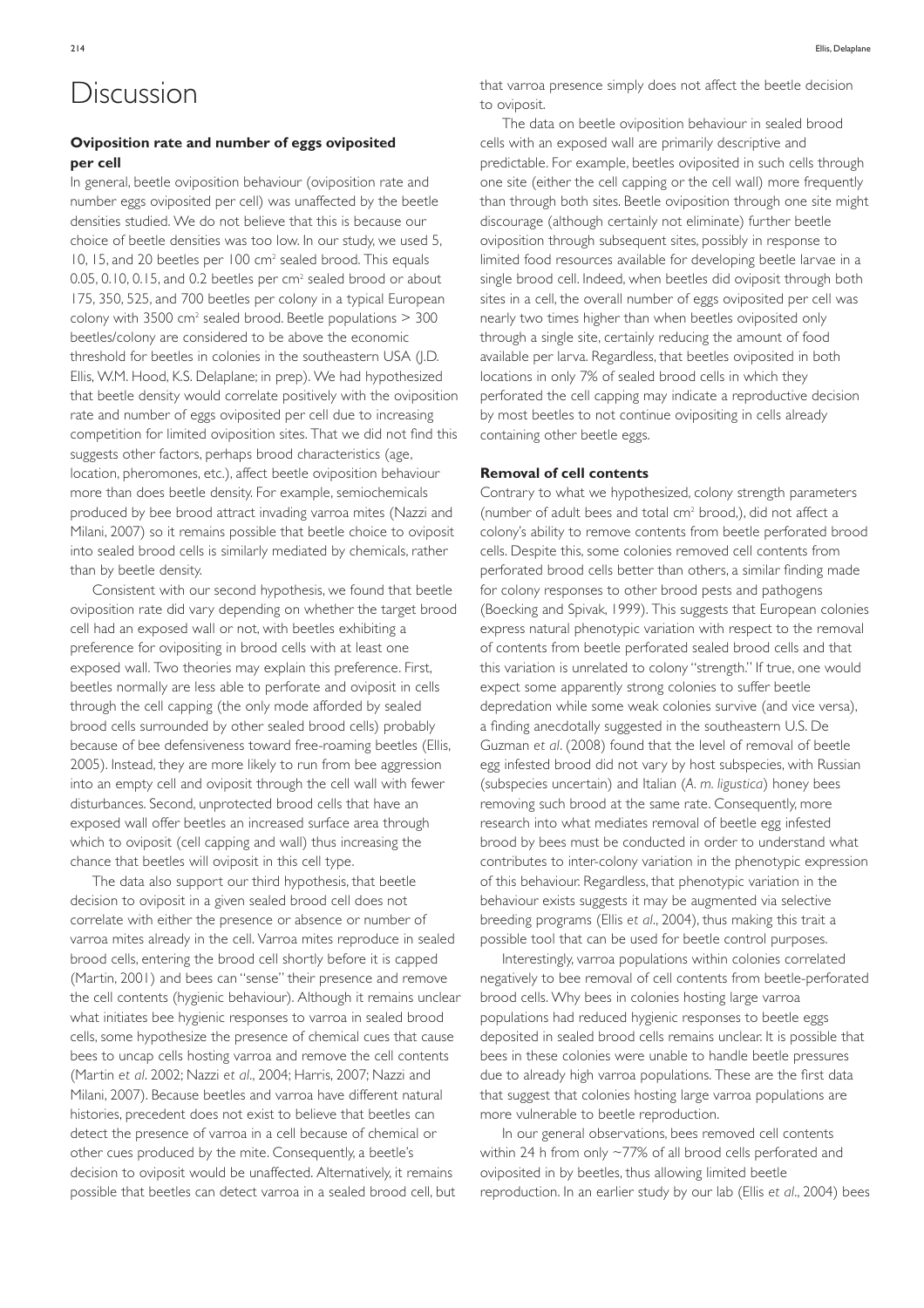# Discussion

### Oviposition rate and number of eggs oviposited per cell

In general, beetle oviposition behaviour (oviposition rate and number eggs oviposited per cell) was unaffected by the beetle densities studied. We do not believe that this is because our choice of beetle densities was too low. In our study, we used 5, 10, 15, and 20 beetles per 100 cm$^2$ sealed brood. This equals 0.05, 0.10, 0.15, and 0.2 beetles per cm$^2$ sealed brood or about 175, 350, 525, and 700 beetles per colony in a typical European colony with 3500 cm$^2$ sealed brood. Beetle populations > 300 beetles/colony are considered to be above the economic threshold for beetles in colonies in the southeastern USA (J.D. Ellis, W.M. Hood, K.S. Delaplane; in prep). We had hypothesized that beetle density would correlate positively with the oviposition rate and number of eggs oviposited per cell due to increasing competition for limited oviposition sites. That we did not find this suggests other factors, perhaps brood characteristics (age, location, pheromones, etc.), affect beetle oviposition behaviour more than does beetle density. For example, semiochemicals produced by bee brood attract invading varroa mites (Nazzi and Milani, 2007) so it remains possible that beetle choice to oviposit into sealed brood cells is similarly mediated by chemicals, rather than by beetle density.

Consistent with our second hypothesis, we found that beetle oviposition rate did vary depending on whether the target brood cell had an exposed wall or not, with beetles exhibiting a preference for ovipositing in brood cells with at least one exposed wall. Two theories may explain this preference. First, beetles normally are less able to perforate and oviposit in cells through the cell capping (the only mode afforded by sealed brood cells surrounded by other sealed brood cells) probably because of bee defensiveness toward free-roaming beetles (Ellis, 2005). Instead, they are more likely to run from bee aggression into an empty cell and oviposit through the cell wall with fewer disturbances. Second, unprotected brood cells that have an exposed wall offer beetles an increased surface area through which to oviposit (cell capping and wall) thus increasing the chance that beetles will oviposit in this cell type.

The data also support our third hypothesis, that beetle decision to oviposit in a given sealed brood cell does not correlate with either the presence or absence or number of varroa mites already in the cell. Varroa mites reproduce in sealed brood cells, entering the brood cell shortly before it is capped (Martin, 2001) and bees can "sense" their presence and remove the cell contents (hygienic behaviour). Although it remains unclear what initiates bee hygienic responses to varroa in sealed brood cells, some hypothesize the presence of chemical cues that cause bees to uncap cells hosting varroa and remove the cell contents (Martin *et al*. 2002; Nazzi *et al*., 2004; Harris, 2007; Nazzi and Milani, 2007). Because beetles and varroa have different natural histories, precedent does not exist to believe that beetles can detect the presence of varroa in a cell because of chemical or other cues produced by the mite. Consequently, a beetle's decision to oviposit would be unaffected. Alternatively, it remains possible that beetles can detect varroa in a sealed brood cell, but that varroa presence simply does not affect the beetle decision to oviposit.

The data on beetle oviposition behaviour in sealed brood cells with an exposed wall are primarily descriptive and predictable. For example, beetles oviposited in such cells through one site (either the cell capping or the cell wall) more frequently than through both sites. Beetle oviposition through one site might discourage (although certainly not eliminate) further beetle oviposition through subsequent sites, possibly in response to limited food resources available for developing beetle larvae in a single brood cell. Indeed, when beetles did oviposit through both sites in a cell, the overall number of eggs oviposited per cell was nearly two times higher than when beetles oviposited only through a single site, certainly reducing the amount of food available per larva. Regardless, that beetles oviposited in both locations in only 7% of sealed brood cells in which they perforated the cell capping may indicate a reproductive decision by most beetles to not continue ovipositing in cells already containing other beetle eggs.

### Removal of cell contents

Contrary to what we hypothesized, colony strength parameters (number of adult bees and total cm$^2$ brood,), did not affect a colony's ability to remove contents from beetle perforated brood cells. Despite this, some colonies removed cell contents from perforated brood cells better than others, a similar finding made for colony responses to other brood pests and pathogens (Boecking and Spivak, 1999). This suggests that European colonies express natural phenotypic variation with respect to the removal of contents from beetle perforated sealed brood cells and that this variation is unrelated to colony "strength." If true, one would expect some apparently strong colonies to suffer beetle depredation while some weak colonies survive (and vice versa), a finding anecdotally suggested in the southeastern U.S. De Guzman *et al*. (2008) found that the level of removal of beetle egg infested brood did not vary by host subspecies, with Russian (subspecies uncertain) and Italian (*A. m. ligustica*) honey bees removing such brood at the same rate. Consequently, more research into what mediates removal of beetle egg infested brood by bees must be conducted in order to understand what contributes to inter-colony variation in the phenotypic expression of this behaviour. Regardless, that phenotypic variation in the behaviour exists suggests it may be augmented via selective breeding programs (Ellis *et al*., 2004), thus making this trait a possible tool that can be used for beetle control purposes.

Interestingly, varroa populations within colonies correlated negatively to bee removal of cell contents from beetle-perforated brood cells. Why bees in colonies hosting large varroa populations had reduced hygienic responses to beetle eggs deposited in sealed brood cells remains unclear. It is possible that bees in these colonies were unable to handle beetle pressures due to already high varroa populations. These are the first data that suggest that colonies hosting large varroa populations are more vulnerable to beetle reproduction.

In our general observations, bees removed cell contents within 24 h from only ~77% of all brood cells perforated and oviposited in by beetles, thus allowing limited beetle reproduction. In an earlier study by our lab (Ellis *et al*., 2004) bees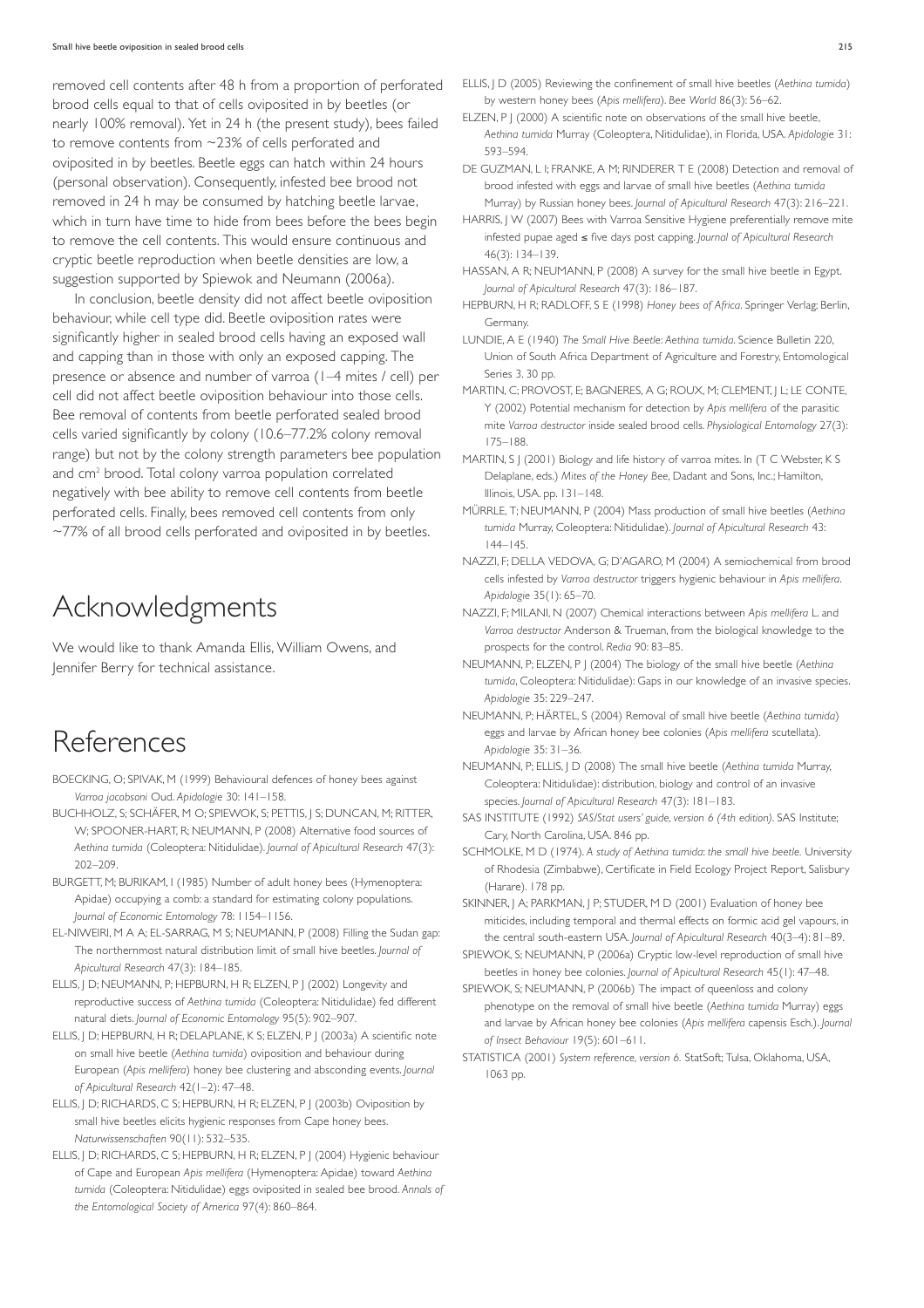removed cell contents after 48 h from a proportion of perforated brood cells equal to that of cells oviposited in by beetles (or nearly 100% removal). Yet in 24 h (the present study), bees failed to remove contents from ~23% of cells perforated and oviposited in by beetles. Beetle eggs can hatch within 24 hours (personal observation). Consequently, infested bee brood not removed in 24 h may be consumed by hatching beetle larvae, which in turn have time to hide from bees before the bees begin to remove the cell contents. This would ensure continuous and cryptic beetle reproduction when beetle densities are low, a suggestion supported by Spiewok and Neumann (2006a).

In conclusion, beetle density did not affect beetle oviposition behaviour, while cell type did. Beetle oviposition rates were significantly higher in sealed brood cells having an exposed wall and capping than in those with only an exposed capping. The presence or absence and number of varroa (1–4 mites / cell) per cell did not affect beetle oviposition behaviour into those cells. Bee removal of contents from beetle perforated sealed brood cells varied significantly by colony (10.6–77.2% colony removal range) but not by the colony strength parameters bee population and $cm^2$ brood. Total colony varroa population correlated negatively with bee ability to remove cell contents from beetle perforated cells. Finally, bees removed cell contents from only ~77% of all brood cells perforated and oviposited in by beetles.

# Acknowledgments

We would like to thank Amanda Ellis, William Owens, and Jennifer Berry for technical assistance.

# References

BOECKING, O; SPIVAK, M (1999) Behavioural defences of honey bees against *Varroa jacobsoni* Oud. *Apidologie* 30: 141–158.

BUCHHOLZ, S; SCHÄFER, M O; SPIEWOK, S; PETTIS, J S; DUNCAN, M; RITTER, W; SPOONER-HART, R; NEUMANN, P (2008) Alternative food sources of *Aethina tumida* (Coleoptera: Nitidulidae). *Journal of Apicultural Research* 47(3): 202–209.

BURGETT, M; BURIKAM, I (1985) Number of adult honey bees (Hymenoptera: Apidae) occupying a comb: a standard for estimating colony populations. *Journal of Economic Entomology* 78: 1154–1156.

EL-NIWEIRI, M A A; EL-SARRAG, M S; NEUMANN, P (2008) Filling the Sudan gap: The northernmost natural distribution limit of small hive beetles. *Journal of Apicultural Research* 47(3): 184–185.

ELLIS, J D; NEUMANN, P; HEPBURN, H R; ELZEN, P J (2002) Longevity and reproductive success of *Aethina tumida* (Coleoptera: Nitidulidae) fed different natural diets. *Journal of Economic Entomology* 95(5): 902–907.

ELLIS, J D; HEPBURN, H R; DELAPLANE, K S; ELZEN, P J (2003a) A scientific note on small hive beetle (*Aethina tumida*) oviposition and behaviour during European (*Apis mellifera*) honey bee clustering and absconding events. *Journal of Apicultural Research* 42(1–2): 47–48.

ELLIS, J D; RICHARDS, C S; HEPBURN, H R; ELZEN, P J (2003b) Oviposition by small hive beetles elicits hygienic responses from Cape honey bees. *Naturwissenschaften* 90(11): 532–535.

ELLIS, J D; RICHARDS, C S; HEPBURN, H R; ELZEN, P J (2004) Hygienic behaviour of Cape and European *Apis mellifera* (Hymenoptera: Apidae) toward *Aethina tumida* (Coleoptera: Nitidulidae) eggs oviposited in sealed bee brood. *Annals of the Entomological Society of America* 97(4): 860–864.

ELLIS, J D (2005) Reviewing the confinement of small hive beetles (*Aethina tumida*) by western honey bees (*Apis mellifera*). *Bee World* 86(3): 56–62.

ELZEN, P J (2000) A scientific note on observations of the small hive beetle, *Aethina tumida* Murray (Coleoptera, Nitidulidae), in Florida, USA. *Apidologie* 31: 593–594.

DE GUZMAN, L I; FRANKE, A M; RINDERER T E (2008) Detection and removal of brood infested with eggs and larvae of small hive beetles (*Aethina tumida* Murray) by Russian honey bees. *Journal of Apicultural Research* 47(3): 216–221.

HARRIS, J W (2007) Bees with Varroa Sensitive Hygiene preferentially remove mite infested pupae aged ≤ five days post capping. *Journal of Apicultural Research* 46(3): 134–139.

HASSAN, A R; NEUMANN, P (2008) A survey for the small hive beetle in Egypt. *Journal of Apicultural Research* 47(3): 186–187.

HEPBURN, H R; RADLOFF, S E (1998) *Honey bees of Africa*. Springer Verlag; Berlin, Germany.

LUNDIE, A E (1940) *The Small Hive Beetle: Aethina tumida*. Science Bulletin 220, Union of South Africa Department of Agriculture and Forestry, Entomological Series 3. 30 pp.

MARTIN, C; PROVOST, E; BAGNERES, A G; ROUX, M; CLEMENT, J L; LE CONTE, Y (2002) Potential mechanism for detection by *Apis mellifera* of the parasitic mite *Varroa destructor* inside sealed brood cells. *Physiological Entomology* 27(3): 175–188.

MARTIN, S J (2001) Biology and life history of varroa mites. In (T C Webster, K S Delaplane, eds.) *Mites of the Honey Bee*, Dadant and Sons, Inc.; Hamilton, Illinois, USA. pp. 131–148.

MÜRRLE, T; NEUMANN, P (2004) Mass production of small hive beetles (*Aethina tumida* Murray, Coleoptera: Nitidulidae). *Journal of Apicultural Research* 43: 144–145.

NAZZI, F; DELLA VEDOVA, G; D'AGARO, M (2004) A semiochemical from brood cells infested by *Varroa destructor* triggers hygienic behaviour in *Apis mellifera*. *Apidologie* 35(1): 65–70.

NAZZI, F; MILANI, N (2007) Chemical interactions between *Apis mellifera* L. and *Varroa destructor* Anderson & Trueman, from the biological knowledge to the prospects for the control. *Redia* 90: 83–85.

NEUMANN, P; ELZEN, P J (2004) The biology of the small hive beetle (*Aethina tumida*, Coleoptera: Nitidulidae): Gaps in our knowledge of an invasive species. *Apidologie* 35: 229–247.

NEUMANN, P; HÄRTEL, S (2004) Removal of small hive beetle (*Aethina tumida*) eggs and larvae by African honey bee colonies (*Apis mellifera* scutellata). *Apidologie* 35: 31–36.

NEUMANN, P; ELLIS, J D (2008) The small hive beetle (*Aethina tumida* Murray, Coleoptera: Nitidulidae): distribution, biology and control of an invasive species. *Journal of Apicultural Research* 47(3): 181–183.

SAS INSTITUTE (1992) *SAS/Stat users' guide, version 6 (4th edition)*. SAS Institute; Cary, North Carolina, USA. 846 pp.

SCHMOLKE, M D (1974). *A study of Aethina tumida: the small hive beetle.* University of Rhodesia (Zimbabwe), Certificate in Field Ecology Project Report, Salisbury (Harare). 178 pp.

SKINNER, J A; PARKMAN, J P; STUDER, M D (2001) Evaluation of honey bee miticides, including temporal and thermal effects on formic acid gel vapours, in the central south-eastern USA. *Journal of Apicultural Research* 40(3–4): 81–89.

SPIEWOK, S; NEUMANN, P (2006a) Cryptic low-level reproduction of small hive beetles in honey bee colonies. *Journal of Apicultural Research* 45(1): 47–48.

SPIEWOK, S; NEUMANN, P (2006b) The impact of queenloss and colony phenotype on the removal of small hive beetle (*Aethina tumida* Murray) eggs and larvae by African honey bee colonies (*Apis mellifera* capensis Esch.). *Journal of Insect Behaviour* 19(5): 601–611.

STATISTICA (2001) *System reference, version 6.* StatSoft; Tulsa, Oklahoma, USA, 1063 pp.